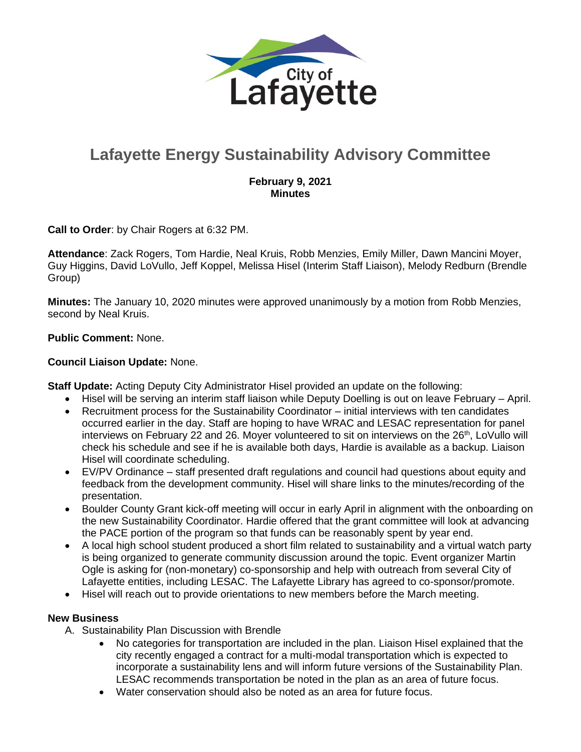# Lafayette Energy Sustainability Advisory Committee

**February 9, 2021**
**Minutes**

**Call to Order**: by Chair Rogers at 6:32 PM.

**Attendance**: Zack Rogers, Tom Hardie, Neal Kruis, Robb Menzies, Emily Miller, Dawn Mancini Moyer, Guy Higgins, David LoVullo, Jeff Koppel, Melissa Hisel (Interim Staff Liaison), Melody Redburn (Brendle Group)

**Minutes:** The January 10, 2020 minutes were approved unanimously by a motion from Robb Menzies, second by Neal Kruis.

**Public Comment:** None.

**Council Liaison Update:** None.

**Staff Update:** Acting Deputy City Administrator Hisel provided an update on the following:

- Hisel will be serving an interim staff liaison while Deputy Doelling is out on leave February – April.
- Recruitment process for the Sustainability Coordinator – initial interviews with ten candidates occurred earlier in the day. Staff are hoping to have WRAC and LESAC representation for panel interviews on February 22 and 26. Moyer volunteered to sit on interviews on the 26th, LoVullo will check his schedule and see if he is available both days, Hardie is available as a backup. Liaison Hisel will coordinate scheduling.
- EV/PV Ordinance – staff presented draft regulations and council had questions about equity and feedback from the development community. Hisel will share links to the minutes/recording of the presentation.
- Boulder County Grant kick-off meeting will occur in early April in alignment with the onboarding on the new Sustainability Coordinator. Hardie offered that the grant committee will look at advancing the PACE portion of the program so that funds can be reasonably spent by year end.
- A local high school student produced a short film related to sustainability and a virtual watch party is being organized to generate community discussion around the topic. Event organizer Martin Ogle is asking for (non-monetary) co-sponsorship and help with outreach from several City of Lafayette entities, including LESAC. The Lafayette Library has agreed to co-sponsor/promote.
- Hisel will reach out to provide orientations to new members before the March meeting.

**New Business**

A. Sustainability Plan Discussion with Brendle
   - No categories for transportation are included in the plan. Liaison Hisel explained that the city recently engaged a contract for a multi-modal transportation which is expected to incorporate a sustainability lens and will inform future versions of the Sustainability Plan. LESAC recommends transportation be noted in the plan as an area of future focus.
   - Water conservation should also be noted as an area for future focus.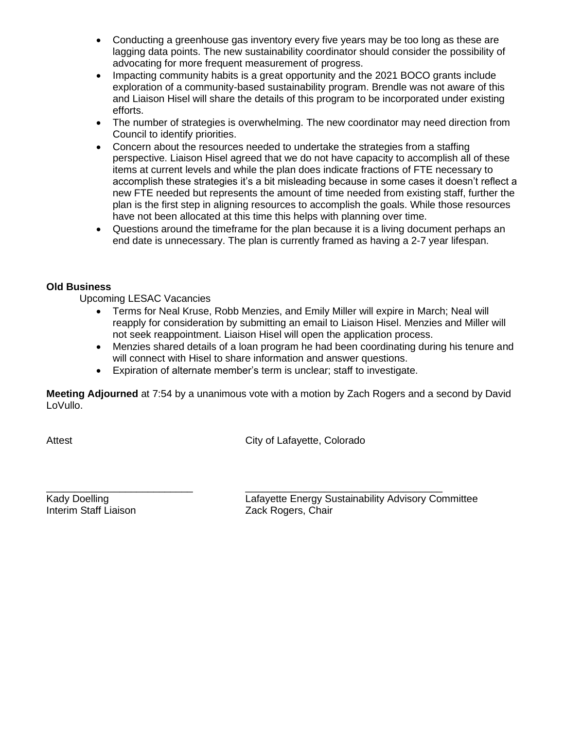- Conducting a greenhouse gas inventory every five years may be too long as these are lagging data points. The new sustainability coordinator should consider the possibility of advocating for more frequent measurement of progress.
- Impacting community habits is a great opportunity and the 2021 BOCO grants include exploration of a community-based sustainability program. Brendle was not aware of this and Liaison Hisel will share the details of this program to be incorporated under existing efforts.
- The number of strategies is overwhelming. The new coordinator may need direction from Council to identify priorities.
- Concern about the resources needed to undertake the strategies from a staffing perspective. Liaison Hisel agreed that we do not have capacity to accomplish all of these items at current levels and while the plan does indicate fractions of FTE necessary to accomplish these strategies it's a bit misleading because in some cases it doesn't reflect a new FTE needed but represents the amount of time needed from existing staff, further the plan is the first step in aligning resources to accomplish the goals. While those resources have not been allocated at this time this helps with planning over time.
- Questions around the timeframe for the plan because it is a living document perhaps an end date is unnecessary. The plan is currently framed as having a 2-7 year lifespan.

**Old Business**

Upcoming LESAC Vacancies

- Terms for Neal Kruse, Robb Menzies, and Emily Miller will expire in March; Neal will reapply for consideration by submitting an email to Liaison Hisel. Menzies and Miller will not seek reappointment. Liaison Hisel will open the application process.
- Menzies shared details of a loan program he had been coordinating during his tenure and will connect with Hisel to share information and answer questions.
- Expiration of alternate member's term is unclear; staff to investigate.

**Meeting Adjourned** at 7:54 by a unanimous vote with a motion by Zach Rogers and a second by David LoVullo.

Attest

City of Lafayette, Colorado

\_\_\_\_\_\_\_\_\_\_\_\_\_\_\_\_\_\_\_\_\_\_\_\_\_\_

Kady Doelling
Interim Staff Liaison

\_\_\_\_\_\_\_\_\_\_\_\_\_\_\_\_\_\_\_\_\_\_\_\_\_\_\_\_\_\_\_\_\_\_\_\_

Lafayette Energy Sustainability Advisory Committee
Zack Rogers, Chair